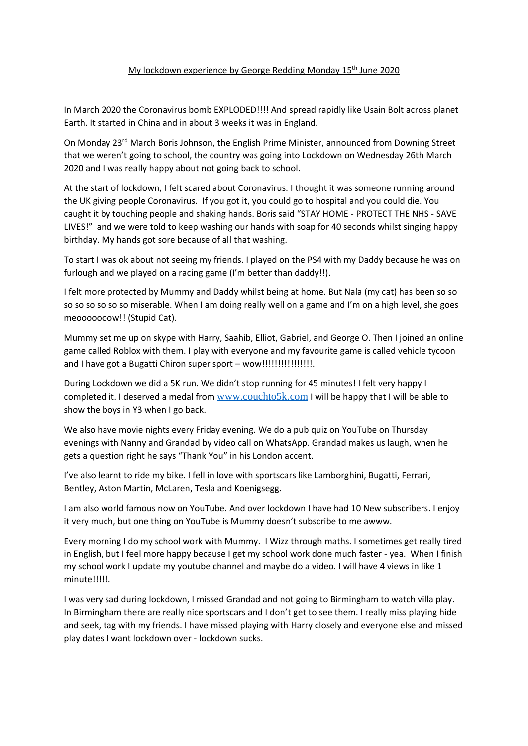<u>My lockdown experience by George Redding Monday 15th June 2020</u>

In March 2020 the Coronavirus bomb EXPLODED!!!! And spread rapidly like Usain Bolt across planet Earth. It started in China and in about 3 weeks it was in England.

On Monday 23rd March Boris Johnson, the English Prime Minister, announced from Downing Street that we weren't going to school, the country was going into Lockdown on Wednesday 26th March 2020 and I was really happy about not going back to school.

At the start of lockdown, I felt scared about Coronavirus. I thought it was someone running around the UK giving people Coronavirus. If you got it, you could go to hospital and you could die. You caught it by touching people and shaking hands. Boris said "STAY HOME - PROTECT THE NHS - SAVE LIVES!" and we were told to keep washing our hands with soap for 40 seconds whilst singing happy birthday. My hands got sore because of all that washing.

To start I was ok about not seeing my friends. I played on the PS4 with my Daddy because he was on furlough and we played on a racing game (I'm better than daddy!!).

I felt more protected by Mummy and Daddy whilst being at home. But Nala (my cat) has been so so so so so so so so miserable. When I am doing really well on a game and I'm on a high level, she goes meoooooooow!! (Stupid Cat).

Mummy set me up on skype with Harry, Saahib, Elliot, Gabriel, and George O. Then I joined an online game called Roblox with them. I play with everyone and my favourite game is called vehicle tycoon and I have got a Bugatti Chiron super sport – wow!!!!!!!!!!!!!!!.

During Lockdown we did a 5K run. We didn't stop running for 45 minutes! I felt very happy I completed it. I deserved a medal from www.couchto5k.com I will be happy that I will be able to show the boys in Y3 when I go back.

We also have movie nights every Friday evening. We do a pub quiz on YouTube on Thursday evenings with Nanny and Grandad by video call on WhatsApp. Grandad makes us laugh, when he gets a question right he says "Thank You" in his London accent.

I've also learnt to ride my bike. I fell in love with sportscars like Lamborghini, Bugatti, Ferrari, Bentley, Aston Martin, McLaren, Tesla and Koenigsegg.

I am also world famous now on YouTube. And over lockdown I have had 10 New subscribers. I enjoy it very much, but one thing on YouTube is Mummy doesn't subscribe to me awww.

Every morning I do my school work with Mummy. I Wizz through maths. I sometimes get really tired in English, but I feel more happy because I get my school work done much faster - yea. When I finish my school work I update my youtube channel and maybe do a video. I will have 4 views in like 1 minute!!!!!.

I was very sad during lockdown, I missed Grandad and not going to Birmingham to watch villa play. In Birmingham there are really nice sportscars and I don't get to see them. I really miss playing hide and seek, tag with my friends. I have missed playing with Harry closely and everyone else and missed play dates I want lockdown over - lockdown sucks.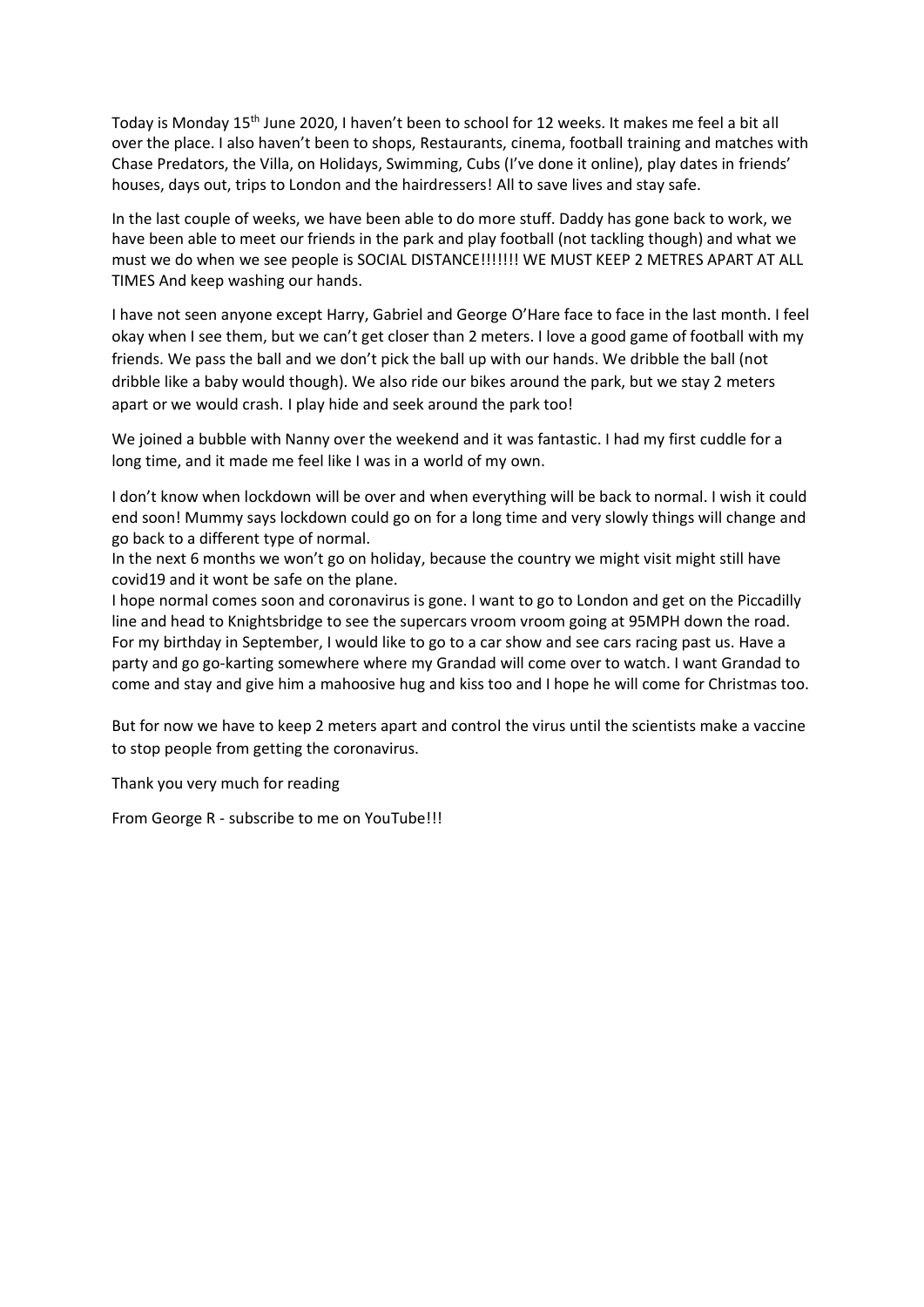Today is Monday 15th June 2020, I haven't been to school for 12 weeks. It makes me feel a bit all over the place. I also haven't been to shops, Restaurants, cinema, football training and matches with Chase Predators, the Villa, on Holidays, Swimming, Cubs (I've done it online), play dates in friends' houses, days out, trips to London and the hairdressers! All to save lives and stay safe.

In the last couple of weeks, we have been able to do more stuff. Daddy has gone back to work, we have been able to meet our friends in the park and play football (not tackling though) and what we must we do when we see people is SOCIAL DISTANCE!!!!!!! WE MUST KEEP 2 METRES APART AT ALL TIMES And keep washing our hands.

I have not seen anyone except Harry, Gabriel and George O'Hare face to face in the last month. I feel okay when I see them, but we can't get closer than 2 meters. I love a good game of football with my friends. We pass the ball and we don't pick the ball up with our hands. We dribble the ball (not dribble like a baby would though). We also ride our bikes around the park, but we stay 2 meters apart or we would crash. I play hide and seek around the park too!

We joined a bubble with Nanny over the weekend and it was fantastic. I had my first cuddle for a long time, and it made me feel like I was in a world of my own.

I don't know when lockdown will be over and when everything will be back to normal. I wish it could end soon! Mummy says lockdown could go on for a long time and very slowly things will change and go back to a different type of normal.
In the next 6 months we won't go on holiday, because the country we might visit might still have covid19 and it wont be safe on the plane.
I hope normal comes soon and coronavirus is gone. I want to go to London and get on the Piccadilly line and head to Knightsbridge to see the supercars vroom vroom going at 95MPH down the road.
For my birthday in September, I would like to go to a car show and see cars racing past us. Have a party and go go-karting somewhere where my Grandad will come over to watch. I want Grandad to come and stay and give him a mahoosive hug and kiss too and I hope he will come for Christmas too.

But for now we have to keep 2 meters apart and control the virus until the scientists make a vaccine to stop people from getting the coronavirus.

Thank you very much for reading

From George R - subscribe to me on YouTube!!!